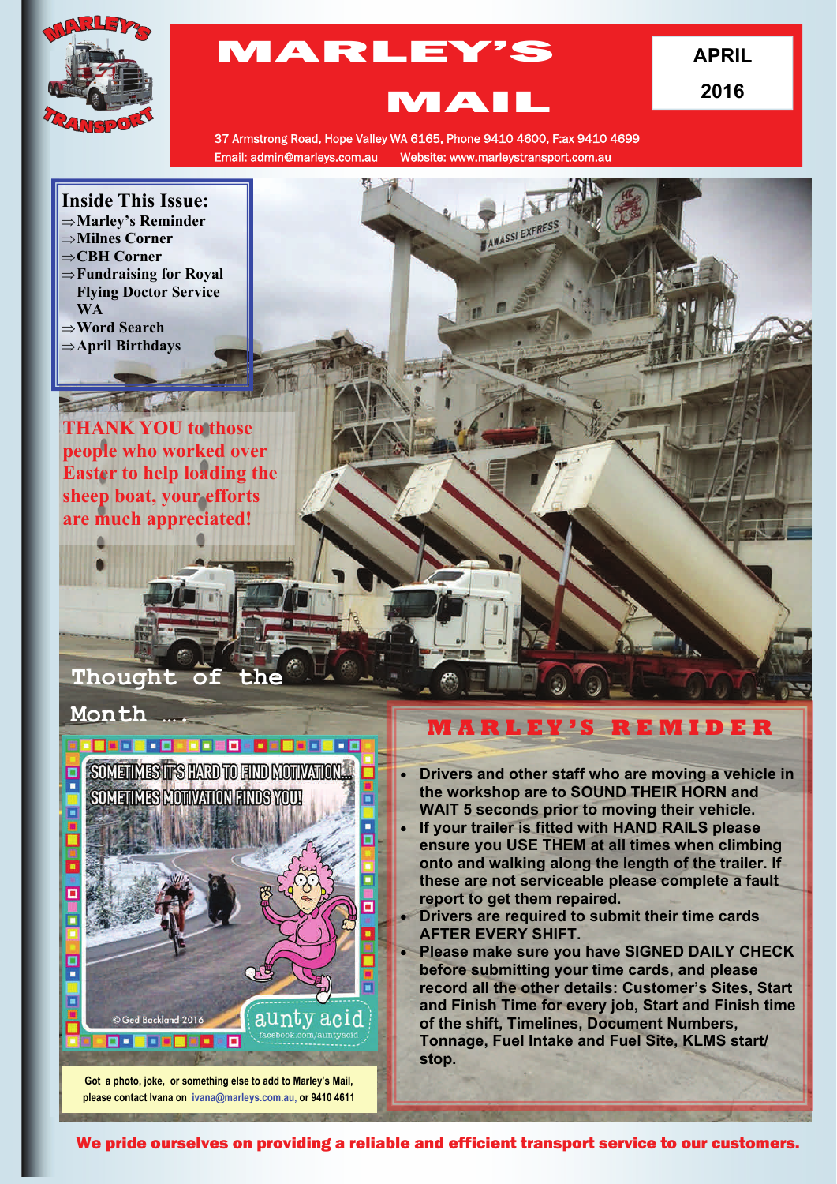# MARLEY'S MAIL

**APRIL 2016**

37 Armstrong Road, Hope Valley WA 6165, Phone 9410 4600, F:ax 9410 4699
Email: admin@marleys.com.au Website: www.marleystransport.com.au

## Inside This Issue:

- ⇒Marley's Reminder
- ⇒Milnes Corner
- ⇒CBH Corner
- ⇒Fundraising for Royal Flying Doctor Service WA
- ⇒Word Search
- ⇒April Birthdays

**THANK YOU to those people who worked over Easter to help loading the sheep boat, your efforts are much appreciated!**

## Thought of the Month ….

SOMETIMES IT'S HARD TO FIND MOTIVATION... SOMETIMES MOTIVATION FINDS YOU!

© Ged Backland 2016 aunty acid facebook.com/auntyacid

**Got a photo, joke, or something else to add to Marley's Mail, please contact Ivana on ivana@marleys.com.au, or 9410 4611**

## MARLEY'S REMIDER

- **Drivers and other staff who are moving a vehicle in the workshop are to SOUND THEIR HORN and WAIT 5 seconds prior to moving their vehicle.**
- **If your trailer is fitted with HAND RAILS please ensure you USE THEM at all times when climbing onto and walking along the length of the trailer. If these are not serviceable please complete a fault report to get them repaired.**
- **Drivers are required to submit their time cards AFTER EVERY SHIFT.**
- **Please make sure you have SIGNED DAILY CHECK before submitting your time cards, and please record all the other details: Customer's Sites, Start and Finish Time for every job, Start and Finish time of the shift, Timelines, Document Numbers, Tonnage, Fuel Intake and Fuel Site, KLMS start/stop.**

**We pride ourselves on providing a reliable and efficient transport service to our customers.**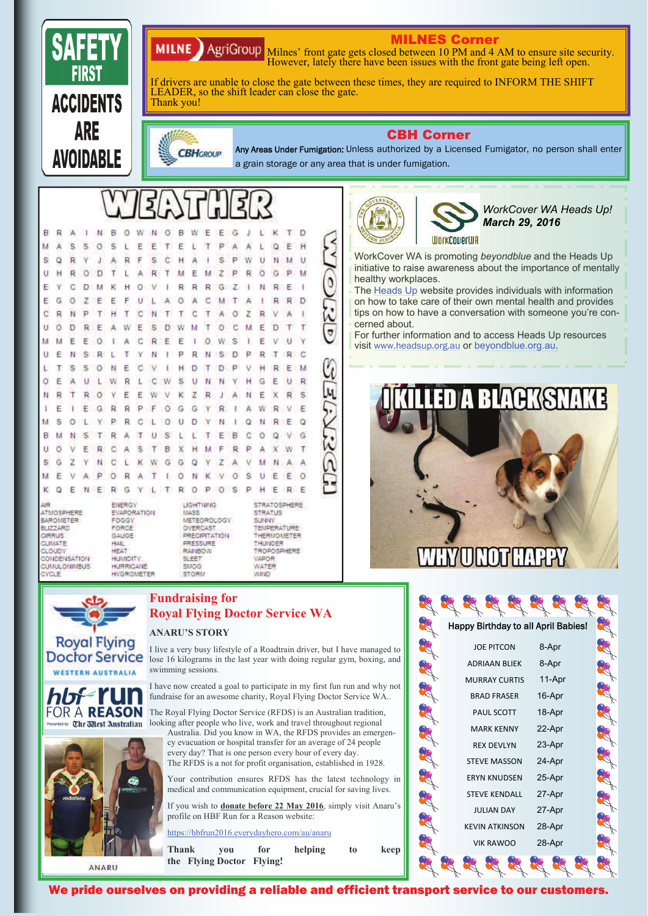# SAFETY FIRST

## ACCIDENTS ARE AVOIDABLE

## MILNES Corner

MILNE AgriGroup

Milnes' front gate gets closed between 10 PM and 4 AM to ensure site security. However, lately there have been issues with the front gate being left open.

If drivers are unable to close the gate between these times, they are required to INFORM THE SHIFT LEADER, so the shift leader can close the gate.
Thank you!

## CBH Corner

CBH GROUP

**Any Areas Under Fumigation:** Unless authorized by a Licensed Fumigator, no person shall enter a grain storage or any area that is under fumigation.

## WEATHER WORD SEARCH

```
B R A I N B O W N O B W E E G J L K T D
M A S S O S L E E T E L T P A A L Q E H
S Q R Y J A R F S C H A I S P W U N M U
U H R O D T L A R T M E M Z P R O G P M
E Y C D M K H O V I R R R G Z I N R E I
E G O Z E E F U L A O A C M T A I R R D
C R N P T H T C N T T C T A O Z R V A I
U O D R E A W E S D W M T O C M E D T T
M M E E O I A C R E E I O W S I E V U Y
U E N S R L T Y N I P R N S D P R T R C
L T S S O N E C V I H D T D P V H R E M
O E A U L W R L C W S U N N Y H G E U R
N R T R O Y E E W V K Z R J A N E X R S
I E I E G R R P F O G G Y R I A W R V E
M S O L Y P R C L O U D Y N I Q N R E Q
B M N S T R A T U S L L T E B C O Q V G
U O V E R C A S T B X H M F R P A X W T
S G Z Y N C L K W G G Q Y Z A V M N A A
M E V A P O R A T I O N K V O S U E E O
K Q E N E R G Y L T R O P O S P H E R E
```

AIR
ATMOSPHERE
BAROMETER
BLIZZARD
CIRRUS
CLIMATE
CLOUDY
CONDENSATION
CUMULONIMBUS
CYCLE
ENERGY
EVAPORATION
FOGGY
FORCE
GAUGE
HAIL
HEAT
HUMIDITY
HURRICANE
HYGROMETER
LIGHTNING
MASS
METEOROLOGY
OVERCAST
PRECIPITATION
PRESSURE
RAINBOW
SLEET
SMOG
STORM
STRATOSPHERE
STRATUS
SUNNY
TEMPERATURE
THERMOMETER
THUNDER
TROPOSPHERE
VAPOR
WATER
WIND

## *WorkCover WA Heads Up!* ***March 29, 2016***

WorkCover WA is promoting *beyondblue* and the Heads Up initiative to raise awareness about the importance of mentally healthy workplaces.
The Heads Up website provides individuals with information on how to take care of their own mental health and provides tips on how to have a conversation with someone you're concerned about.
For further information and to access Heads Up resources visit www.headsup.org.au or beyondblue.org.au.

I KILLED A BLACK SNAKE
WHY U NOT HAPPY

## Fundraising for Royal Flying Doctor Service WA

Royal Flying Doctor Service WESTERN AUSTRALIA

hbf run FOR A REASON — Presented by The West Australian

### ANARU'S STORY

I live a very busy lifestyle of a Roadtrain driver, but I have managed to lose 16 kilograms in the last year with doing regular gym, boxing, and swimming sessions.

I have now created a goal to participate in my first fun run and why not fundraise for an awesome charity, Royal Flying Doctor Service WA..

The Royal Flying Doctor Service (RFDS) is an Australian tradition, looking after people who live, work and travel throughout regional Australia. Did you know in WA, the RFDS provides an emergency evacuation or hospital transfer for an average of 24 people every day? That is one person every hour of every day.
The RFDS is a not for profit organisation, established in 1928.

Your contribution ensures RFDS has the latest technology in medical and communication equipment, crucial for saving lives.

If you wish to **donate before 22 May 2016**, simply visit Anaru's profile on HBF Run for a Reason website:

https://hbfrun2016.everydayhero.com/au/anaru

**Thank you for helping to keep the Flying Doctor Flying!**

ANARU

## Happy Birthday to all April Babies!

| | |
|---|---|
| JOE PITCON | 8-Apr |
| ADRIAAN BLIEK | 8-Apr |
| MURRAY CURTIS | 11-Apr |
| BRAD FRASER | 16-Apr |
| PAUL SCOTT | 18-Apr |
| MARK KENNY | 22-Apr |
| REX DEVLYN | 23-Apr |
| STEVE MASSON | 24-Apr |
| ERYN KNUDSEN | 25-Apr |
| STEVE KENDALL | 27-Apr |
| JULIAN DAY | 27-Apr |
| KEVIN ATKINSON | 28-Apr |
| VIK RAWOO | 28-Apr |

**We pride ourselves on providing a reliable and efficient transport service to our customers.**